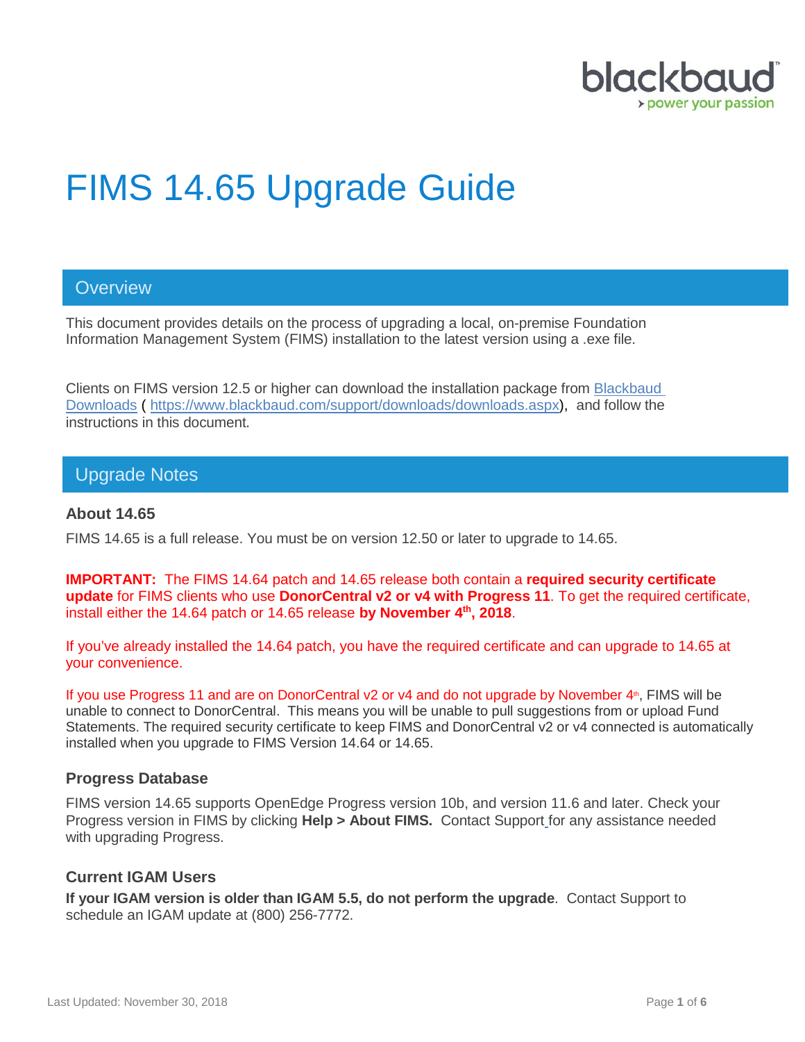# FIMS 14.65 Upgrade Guide

## Overview

This document provides details on the process of upgrading a local, on-premise Foundation Information Management System (FIMS) installation to the latest version using a .exe file.

Clients on FIMS version 12.5 or higher can download the installation package from [Blackbaud Downloads](https://www.blackbaud.com/support/downloads/downloads.aspx) ( https://www.blackbaud.com/support/downloads/downloads.aspx), and follow the instructions in this document.

## Upgrade Notes

### About 14.65

FIMS 14.65 is a full release. You must be on version 12.50 or later to upgrade to 14.65.

**IMPORTANT:** The FIMS 14.64 patch and 14.65 release both contain a **required security certificate update** for FIMS clients who use **DonorCentral v2 or v4 with Progress 11**. To get the required certificate, install either the 14.64 patch or 14.65 release **by November 4th, 2018**.

If you've already installed the 14.64 patch, you have the required certificate and can upgrade to 14.65 at your convenience.

If you use Progress 11 and are on DonorCentral v2 or v4 and do not upgrade by November 4th, FIMS will be unable to connect to DonorCentral. This means you will be unable to pull suggestions from or upload Fund Statements. The required security certificate to keep FIMS and DonorCentral v2 or v4 connected is automatically installed when you upgrade to FIMS Version 14.64 or 14.65.

### Progress Database

FIMS version 14.65 supports OpenEdge Progress version 10b, and version 11.6 and later. Check your Progress version in FIMS by clicking **Help > About FIMS.** Contact Support for any assistance needed with upgrading Progress.

### Current IGAM Users

**If your IGAM version is older than IGAM 5.5, do not perform the upgrade**. Contact Support to schedule an IGAM update at (800) 256-7772.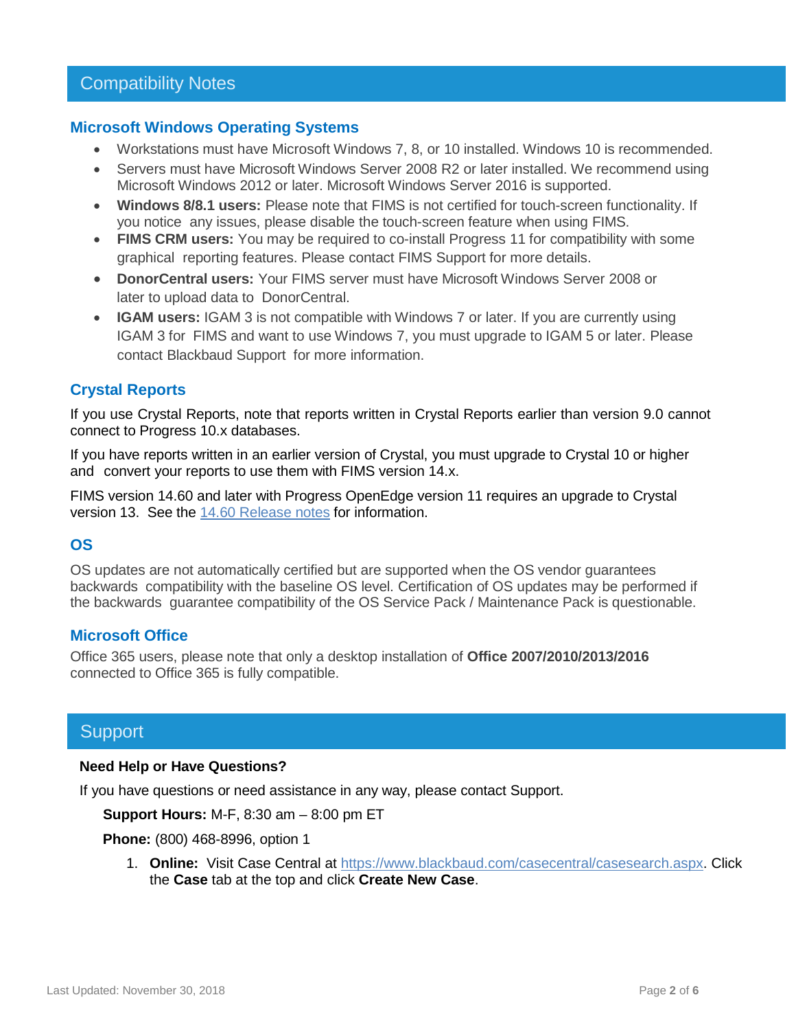## Compatibility Notes

### Microsoft Windows Operating Systems

- Workstations must have Microsoft Windows 7, 8, or 10 installed. Windows 10 is recommended.
- Servers must have Microsoft Windows Server 2008 R2 or later installed. We recommend using Microsoft Windows 2012 or later. Microsoft Windows Server 2016 is supported.
- **Windows 8/8.1 users:** Please note that FIMS is not certified for touch-screen functionality. If you notice any issues, please disable the touch-screen feature when using FIMS.
- **FIMS CRM users:** You may be required to co-install Progress 11 for compatibility with some graphical reporting features. Please contact FIMS Support for more details.
- **DonorCentral users:** Your FIMS server must have Microsoft Windows Server 2008 or later to upload data to DonorCentral.
- **IGAM users:** IGAM 3 is not compatible with Windows 7 or later. If you are currently using IGAM 3 for FIMS and want to use Windows 7, you must upgrade to IGAM 5 or later. Please contact Blackbaud Support for more information.

### Crystal Reports

If you use Crystal Reports, note that reports written in Crystal Reports earlier than version 9.0 cannot connect to Progress 10.x databases.

If you have reports written in an earlier version of Crystal, you must upgrade to Crystal 10 or higher and convert your reports to use them with FIMS version 14.x.

FIMS version 14.60 and later with Progress OpenEdge version 11 requires an upgrade to Crystal version 13. See the 14.60 Release notes for information.

### OS

OS updates are not automatically certified but are supported when the OS vendor guarantees backwards compatibility with the baseline OS level. Certification of OS updates may be performed if the backwards guarantee compatibility of the OS Service Pack / Maintenance Pack is questionable.

### Microsoft Office

Office 365 users, please note that only a desktop installation of **Office 2007/2010/2013/2016** connected to Office 365 is fully compatible.

## Support

**Need Help or Have Questions?**

If you have questions or need assistance in any way, please contact Support.

**Support Hours:** M-F, 8:30 am – 8:00 pm ET

**Phone:** (800) 468-8996, option 1

1. **Online:** Visit Case Central at https://www.blackbaud.com/casecentral/casesearch.aspx. Click the **Case** tab at the top and click **Create New Case**.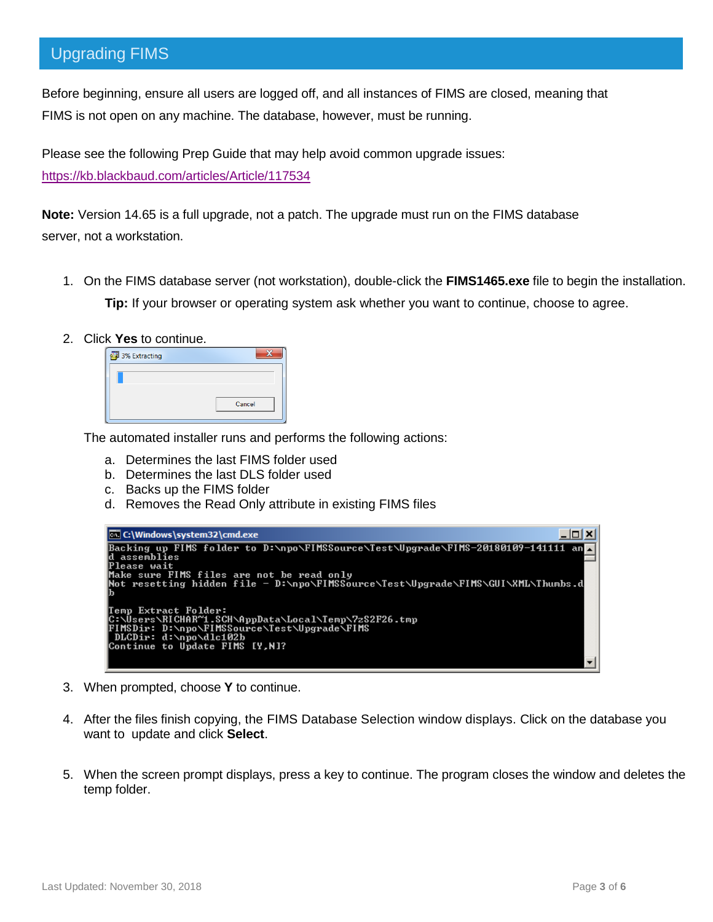## Upgrading FIMS

Before beginning, ensure all users are logged off, and all instances of FIMS are closed, meaning that FIMS is not open on any machine. The database, however, must be running.

Please see the following Prep Guide that may help avoid common upgrade issues:
https://kb.blackbaud.com/articles/Article/117534

**Note:** Version 14.65 is a full upgrade, not a patch. The upgrade must run on the FIMS database server, not a workstation.

1. On the FIMS database server (not workstation), double-click the **FIMS1465.exe** file to begin the installation.

   **Tip:** If your browser or operating system ask whether you want to continue, choose to agree.

2. Click **Yes** to continue.

   The automated installer runs and performs the following actions:

   a. Determines the last FIMS folder used
   b. Determines the last DLS folder used
   c. Backs up the FIMS folder
   d. Removes the Read Only attribute in existing FIMS files

3. When prompted, choose **Y** to continue.

4. After the files finish copying, the FIMS Database Selection window displays. Click on the database you want to update and click **Select**.

5. When the screen prompt displays, press a key to continue. The program closes the window and deletes the temp folder.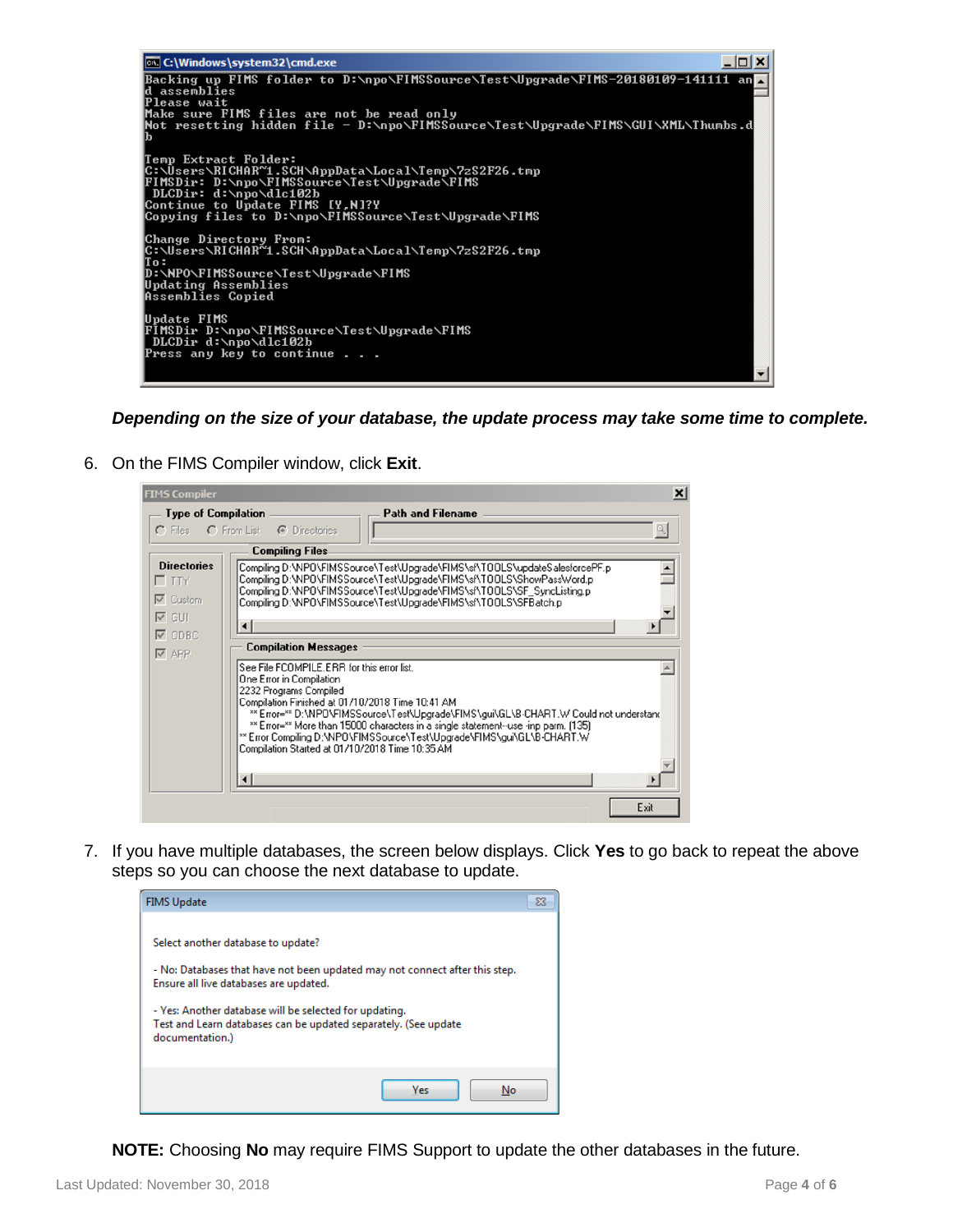```
C:\Windows\system32\cmd.exe
Backing up FIMS folder to D:\npo\FIMSSource\Test\Upgrade\FIMS-20180109-141111 an
d assemblies
Please wait
Make sure FIMS files are not be read only
Not resetting hidden file - D:\npo\FIMSSource\Test\Upgrade\FIMS\GUI\XML\Thumbs.d
b

Temp Extract Folder:
C:\Users\RICHAR~1.SCH\AppData\Local\Temp\7zS2F26.tmp
FIMSDir: D:\npo\FIMSSource\Test\Upgrade\FIMS
 DLCDir: d:\npo\dlc102b
Continue to Update FIMS [Y,N]?Y
Copying files to D:\npo\FIMSSource\Test\Upgrade\FIMS

Change Directory From:
C:\Users\RICHAR~1.SCH\AppData\Local\Temp\7zS2F26.tmp
To:
D:\NPO\FIMSSource\Test\Upgrade\FIMS
Updating Assemblies
Assemblies Copied

Update FIMS
FIMSDir D:\npo\FIMSSource\Test\Upgrade\FIMS
 DLCDir d:\npo\dlc102b
Press any key to continue . . .
```

***Depending on the size of your database, the update process may take some time to complete.***

6. On the FIMS Compiler window, click **Exit**.

```
FIMS Compiler
Type of Compilation: ( ) Files  ( ) From List  (•) Directories
Path and Filename:

Directories: [ ] TTY  [x] Custom  [x] GUI  [x] ODBC  [x] APP

Compiling Files
Compiling D:\NPO\FIMSSource\Test\Upgrade\FIMS\sf\TOOLS\updateSalesforcePF.p
Compiling D:\NPO\FIMSSource\Test\Upgrade\FIMS\sf\TOOLS\ShowPassWord.p
Compiling D:\NPO\FIMSSource\Test\Upgrade\FIMS\sf\TOOLS\SF_SyncListing.p
Compiling D:\NPO\FIMSSource\Test\Upgrade\FIMS\sf\TOOLS\SFBatch.p

Compilation Messages
See File FCOMPILE.ERR for this error list.
One Error in Compilation
2232 Programs Compiled
Compilation Finished at 01/10/2018 Time 10:41 AM
   ** Error=** D:\NPO\FIMSSource\Test\Upgrade\FIMS\gui\GL\B-CHART.W Could not understand
   ** Error=** More than 15000 characters in a single statement--use -inp parm. (135)
** Error Compiling D:\NPO\FIMSSource\Test\Upgrade\FIMS\gui\GL\B-CHART.W
Compilation Started at 01/10/2018 Time 10:35 AM

[Exit]
```

7. If you have multiple databases, the screen below displays. Click **Yes** to go back to repeat the above steps so you can choose the next database to update.

```
FIMS Update

Select another database to update?

- No: Databases that have not been updated may not connect after this step.
Ensure all live databases are updated.

- Yes: Another database will be selected for updating.
Test and Learn databases can be updated separately. (See update
documentation.)

[Yes]  [No]
```

**NOTE:** Choosing **No** may require FIMS Support to update the other databases in the future.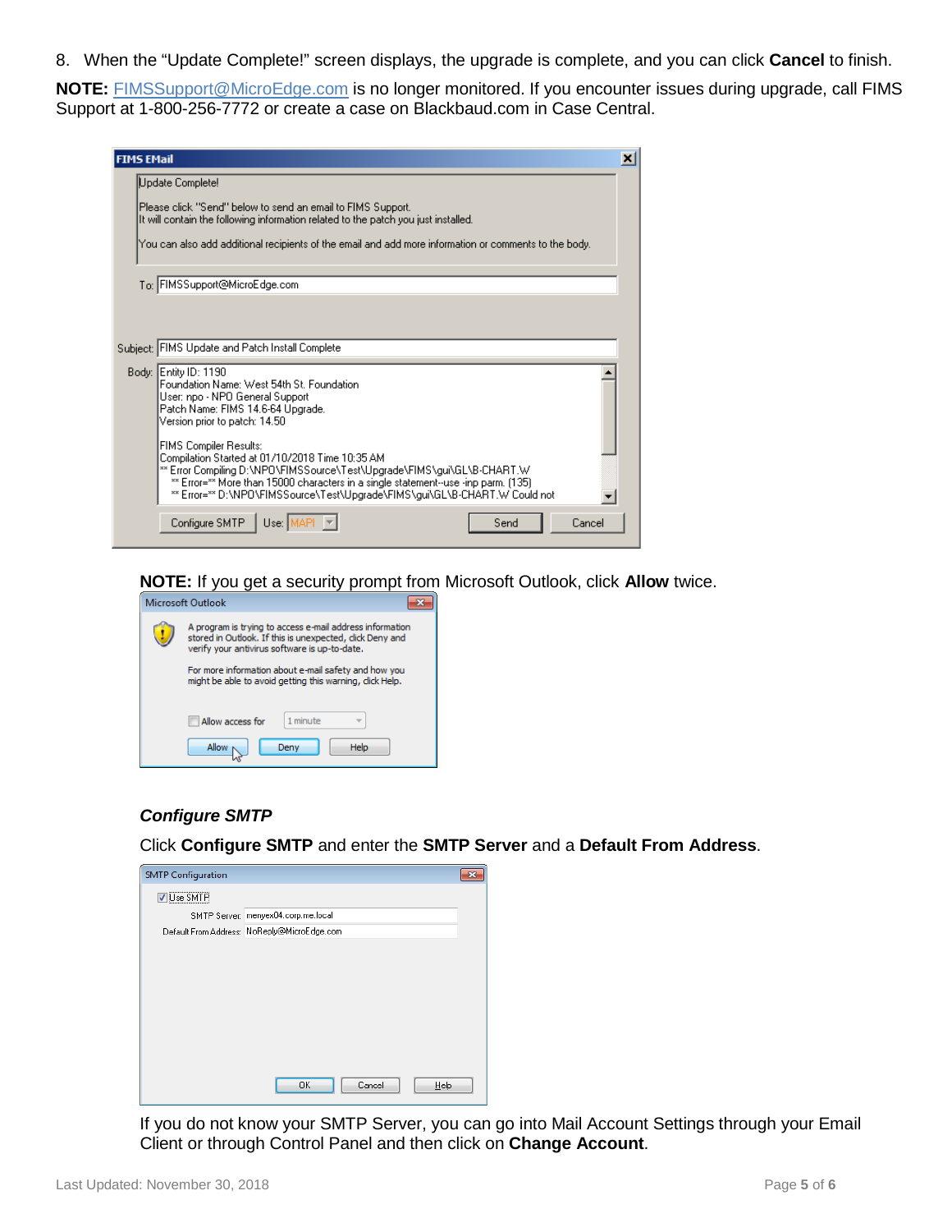8. When the "Update Complete!" screen displays, the upgrade is complete, and you can click **Cancel** to finish.

**NOTE:** FIMSSupport@MicroEdge.com is no longer monitored. If you encounter issues during upgrade, call FIMS Support at 1-800-256-7772 or create a case on Blackbaud.com in Case Central.

**NOTE:** If you get a security prompt from Microsoft Outlook, click **Allow** twice.

### *Configure SMTP*

Click **Configure SMTP** and enter the **SMTP Server** and a **Default From Address**.

If you do not know your SMTP Server, you can go into Mail Account Settings through your Email Client or through Control Panel and then click on **Change Account**.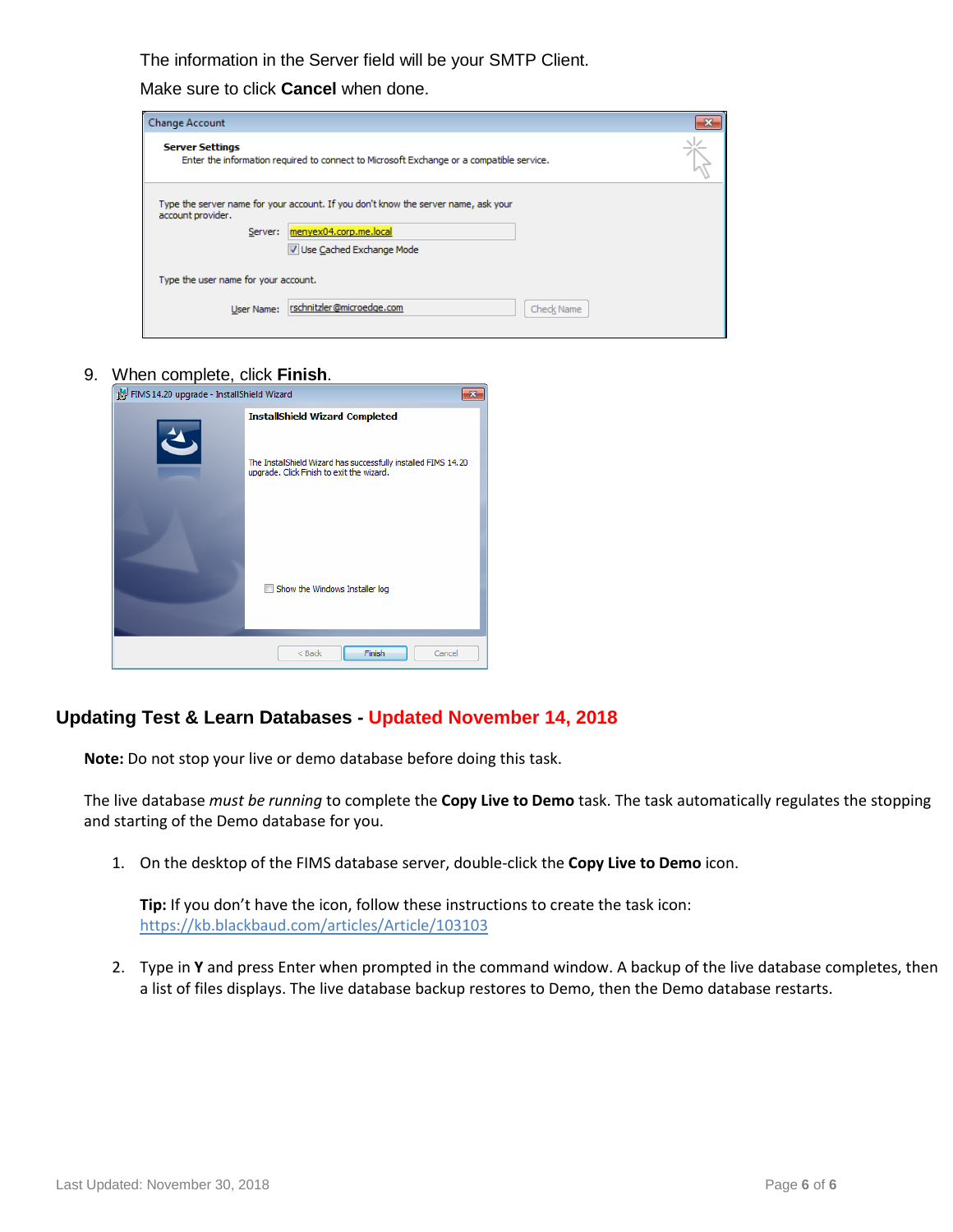The information in the Server field will be your SMTP Client.

Make sure to click **Cancel** when done.

9. When complete, click **Finish**.

## Updating Test & Learn Databases - Updated November 14, 2018

**Note:** Do not stop your live or demo database before doing this task.

The live database *must be running* to complete the **Copy Live to Demo** task. The task automatically regulates the stopping and starting of the Demo database for you.

1. On the desktop of the FIMS database server, double-click the **Copy Live to Demo** icon.

   **Tip:** If you don't have the icon, follow these instructions to create the task icon: https://kb.blackbaud.com/articles/Article/103103

2. Type in **Y** and press Enter when prompted in the command window. A backup of the live database completes, then a list of files displays. The live database backup restores to Demo, then the Demo database restarts.